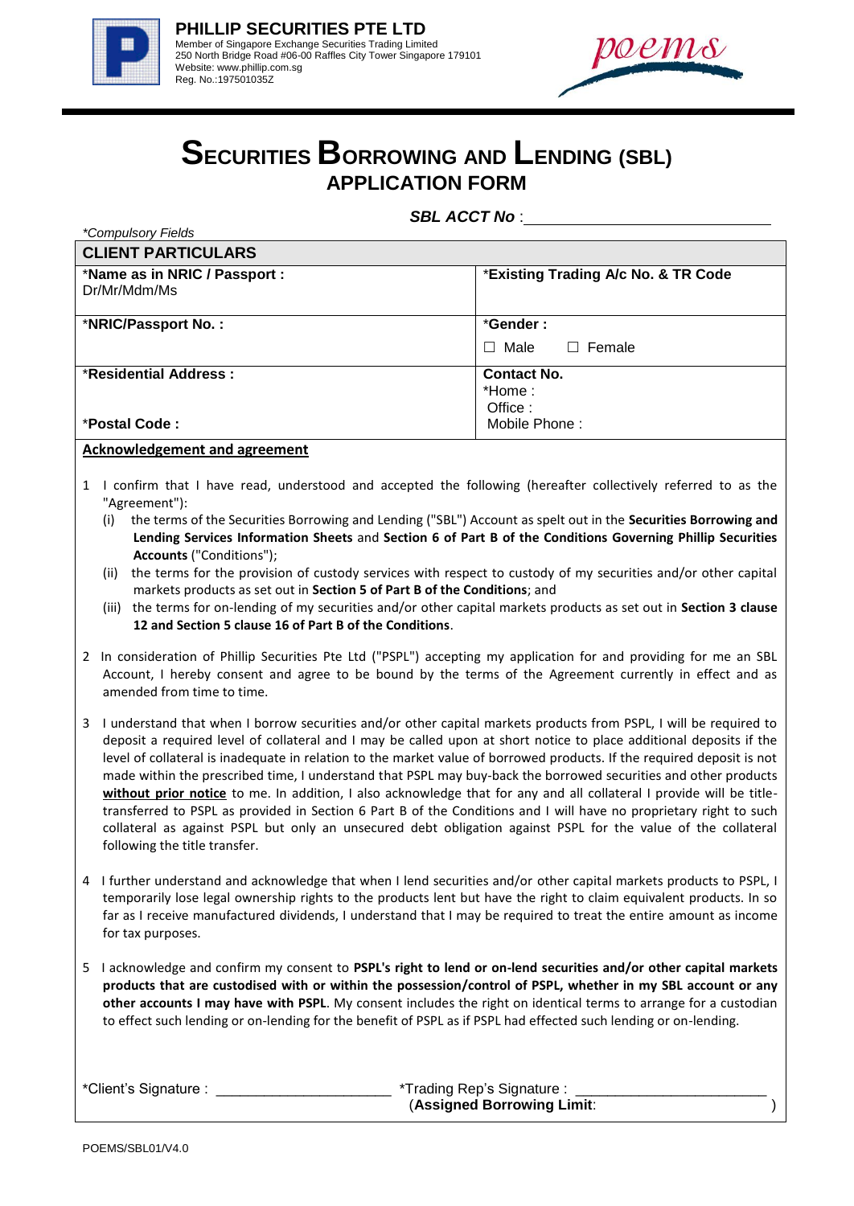**PHILLIP SECURITIES PTE LTD**
Member of Singapore Exchange Securities Trading Limited
250 North Bridge Road #06-00 Raffles City Tower Singapore 179101
Website: www.phillip.com.sg
Reg. No.:197501035Z

poems

# SECURITIES BORROWING AND LENDING (SBL) APPLICATION FORM

***SBL ACCT No*** : ____________________________

*\*Compulsory Fields*

| **CLIENT PARTICULARS** | |
|---|---|
| **\*Name as in NRIC / Passport :** Dr/Mr/Mdm/Ms | **\*Existing Trading A/c No. & TR Code** |
| **\*NRIC/Passport No. :** | **\*Gender :** ☐ Male ☐ Female |
| **\*Residential Address :** <br><br> **\*Postal Code :** | **Contact No.** <br> \*Home : <br> Office : <br> Mobile Phone : |

**Acknowledgement and agreement**

1 I confirm that I have read, understood and accepted the following (hereafter collectively referred to as the "Agreement"):
   (i) the terms of the Securities Borrowing and Lending ("SBL") Account as spelt out in the **Securities Borrowing and Lending Services Information Sheets** and **Section 6 of Part B of the Conditions Governing Phillip Securities Accounts** ("Conditions");
   (ii) the terms for the provision of custody services with respect to custody of my securities and/or other capital markets products as set out in **Section 5 of Part B of the Conditions**; and
   (iii) the terms for on-lending of my securities and/or other capital markets products as set out in **Section 3 clause 12 and Section 5 clause 16 of Part B of the Conditions**.

2 In consideration of Phillip Securities Pte Ltd ("PSPL") accepting my application for and providing for me an SBL Account, I hereby consent and agree to be bound by the terms of the Agreement currently in effect and as amended from time to time.

3 I understand that when I borrow securities and/or other capital markets products from PSPL, I will be required to deposit a required level of collateral and I may be called upon at short notice to place additional deposits if the level of collateral is inadequate in relation to the market value of borrowed products. If the required deposit is not made within the prescribed time, I understand that PSPL may buy-back the borrowed securities and other products **without prior notice** to me. In addition, I also acknowledge that for any and all collateral I provide will be title-transferred to PSPL as provided in Section 6 Part B of the Conditions and I will have no proprietary right to such collateral as against PSPL but only an unsecured debt obligation against PSPL for the value of the collateral following the title transfer.

4 I further understand and acknowledge that when I lend securities and/or other capital markets products to PSPL, I temporarily lose legal ownership rights to the products lent but have the right to claim equivalent products. In so far as I receive manufactured dividends, I understand that I may be required to treat the entire amount as income for tax purposes.

5 I acknowledge and confirm my consent to **PSPL's right to lend or on-lend securities and/or other capital markets products that are custodised with or within the possession/control of PSPL, whether in my SBL account or any other accounts I may have with PSPL**. My consent includes the right on identical terms to arrange for a custodian to effect such lending or on-lending for the benefit of PSPL as if PSPL had effected such lending or on-lending.

\*Client's Signature : ______________________ \*Trading Rep's Signature : ________________________
(**Assigned Borrowing Limit**: )

POEMS/SBL01/V4.0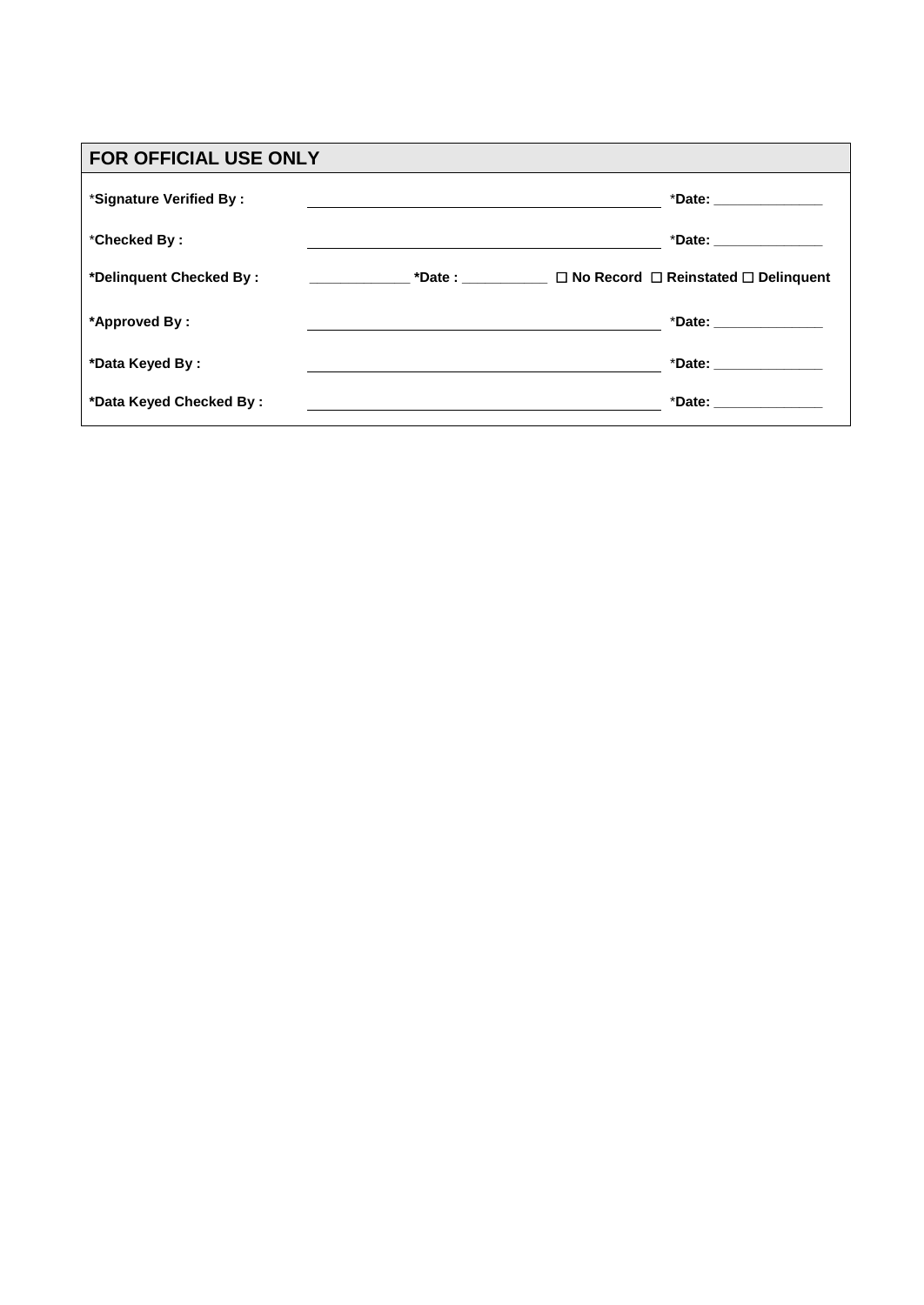## FOR OFFICIAL USE ONLY

| | | |
|---|---|---|
| *Signature Verified By : | ______________________ | *Date: ______________ |
| *Checked By : | ______________________ | *Date: ______________ |
| *Delinquent Checked By : | _____________ *Date : ___________ | ☐ No Record ☐ Reinstated ☐ Delinquent |
| *Approved By : | ______________________ | *Date: ______________ |
| *Data Keyed By : | ______________________ | *Date: ______________ |
| *Data Keyed Checked By : | ______________________ | *Date: ______________ |